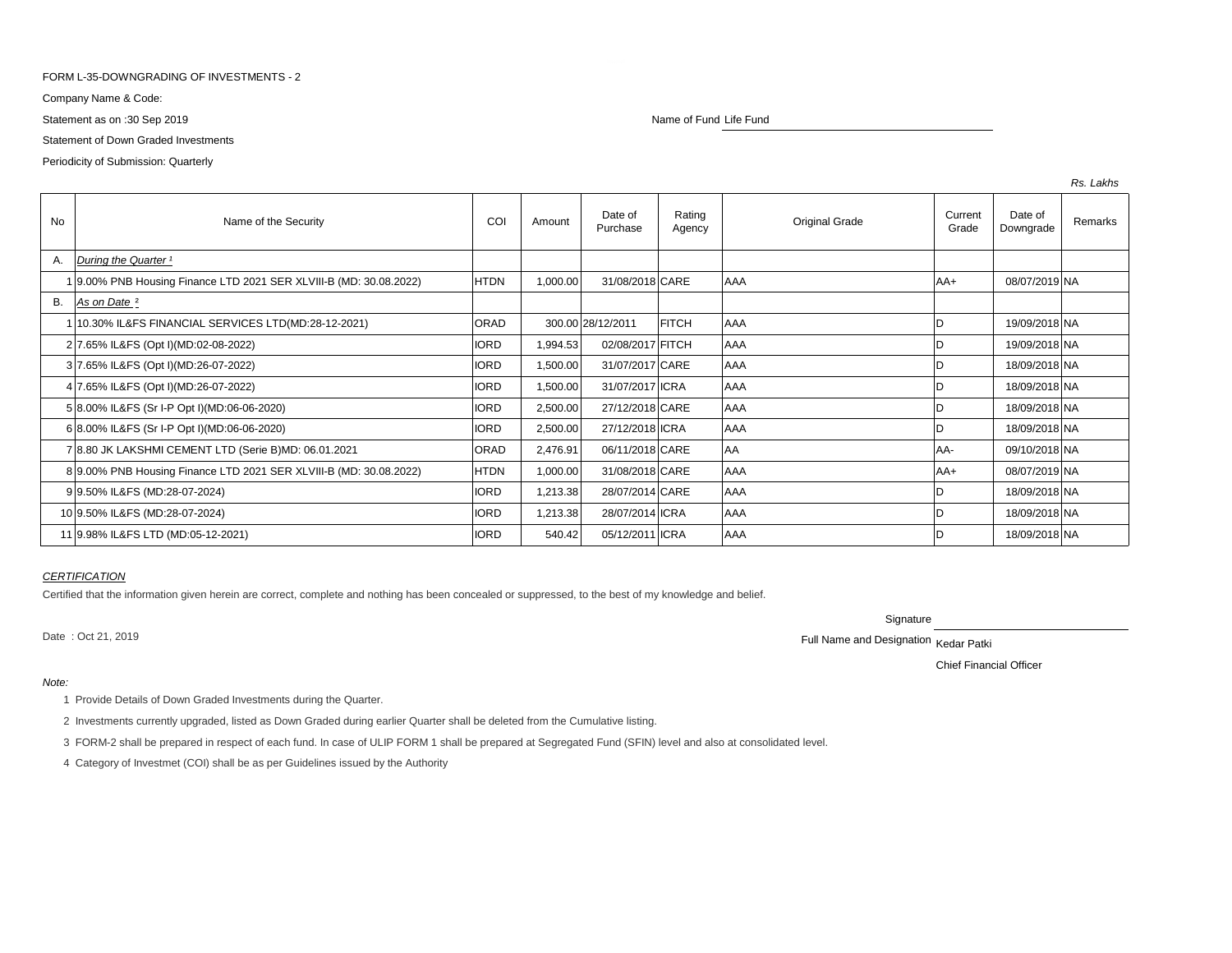FORM L-35-DOWNGRADING OF INVESTMENTS - 2

Company Name & Code:

Statement as on :30 Sep 2019

Name of Fund Life Fund

Statement of Down Graded Investments

Periodicity of Submission: Quarterly

*Rs. Lakhs*

| No | Name of the Security | COI | Amount | Date of Purchase | Rating Agency | Original Grade | Current Grade | Date of Downgrade | Remarks |
|---|---|---|---|---|---|---|---|---|---|
| A. | *During the Quarter [1]* | | | | | | | | |
| 1 | 9.00% PNB Housing Finance LTD 2021 SER XLVIII-B (MD: 30.08.2022) | HTDN | 1,000.00 | 31/08/2018 | CARE | AAA | AA+ | 08/07/2019 | NA |
| B. | *As on Date [2]* | | | | | | | | |
| 1 | 10.30% IL&FS FINANCIAL SERVICES LTD(MD:28-12-2021) | ORAD | 300.00 | 28/12/2011 | FITCH | AAA | D | 19/09/2018 | NA |
| 2 | 7.65% IL&FS (Opt I)(MD:02-08-2022) | IORD | 1,994.53 | 02/08/2017 | FITCH | AAA | D | 19/09/2018 | NA |
| 3 | 7.65% IL&FS (Opt I)(MD:26-07-2022) | IORD | 1,500.00 | 31/07/2017 | CARE | AAA | D | 18/09/2018 | NA |
| 4 | 7.65% IL&FS (Opt I)(MD:26-07-2022) | IORD | 1,500.00 | 31/07/2017 | ICRA | AAA | D | 18/09/2018 | NA |
| 5 | 8.00% IL&FS (Sr I-P Opt I)(MD:06-06-2020) | IORD | 2,500.00 | 27/12/2018 | CARE | AAA | D | 18/09/2018 | NA |
| 6 | 8.00% IL&FS (Sr I-P Opt I)(MD:06-06-2020) | IORD | 2,500.00 | 27/12/2018 | ICRA | AAA | D | 18/09/2018 | NA |
| 7 | 8.80 JK LAKSHMI CEMENT LTD (Serie B)MD: 06.01.2021 | ORAD | 2,476.91 | 06/11/2018 | CARE | AA | AA- | 09/10/2018 | NA |
| 8 | 9.00% PNB Housing Finance LTD 2021 SER XLVIII-B (MD: 30.08.2022) | HTDN | 1,000.00 | 31/08/2018 | CARE | AAA | AA+ | 08/07/2019 | NA |
| 9 | 9.50% IL&FS (MD:28-07-2024) | IORD | 1,213.38 | 28/07/2014 | CARE | AAA | D | 18/09/2018 | NA |
| 10 | 9.50% IL&FS (MD:28-07-2024) | IORD | 1,213.38 | 28/07/2014 | ICRA | AAA | D | 18/09/2018 | NA |
| 11 | 9.98% IL&FS LTD (MD:05-12-2021) | IORD | 540.42 | 05/12/2011 | ICRA | AAA | D | 18/09/2018 | NA |

*CERTIFICATION*

Certified that the information given herein are correct, complete and nothing has been concealed or suppressed, to the best of my knowledge and belief.

Signature

Date : Oct 21, 2019

Full Name and Designation Kedar Patki

Chief Financial Officer

*Note:*

1 Provide Details of Down Graded Investments during the Quarter.

2 Investments currently upgraded, listed as Down Graded during earlier Quarter shall be deleted from the Cumulative listing.

3 FORM-2 shall be prepared in respect of each fund. In case of ULIP FORM 1 shall be prepared at Segregated Fund (SFIN) level and also at consolidated level.

4 Category of Investmet (COI) shall be as per Guidelines issued by the Authority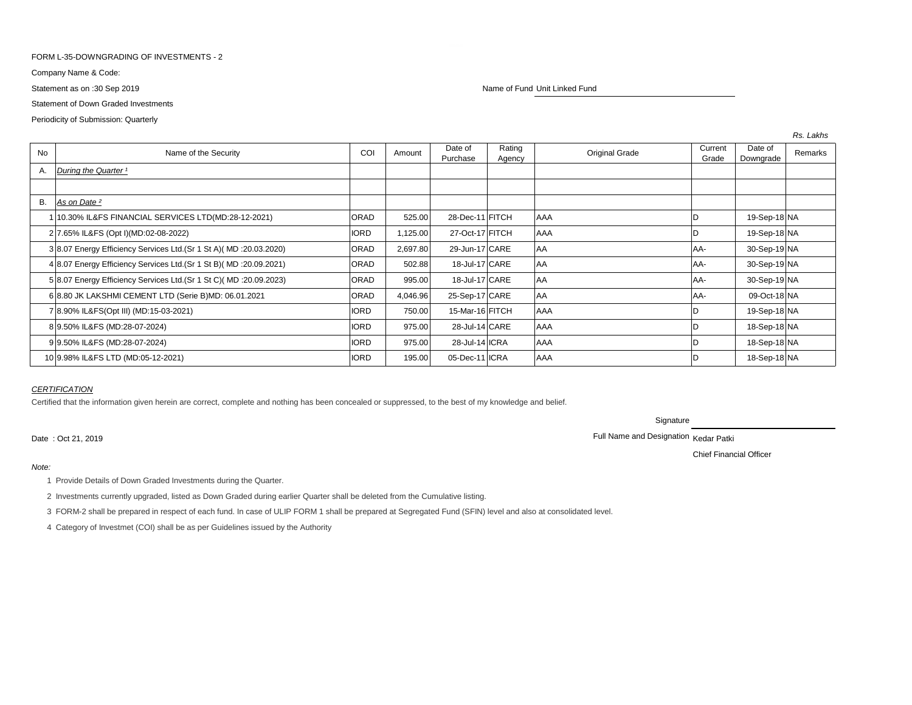FORM L-35-DOWNGRADING OF INVESTMENTS - 2

Company Name & Code:

Statement as on :30 Sep 2019

Name of Fund Unit Linked Fund

Statement of Down Graded Investments

Periodicity of Submission: Quarterly

*Rs. Lakhs*

| No | Name of the Security | COI | Amount | Date of Purchase | Rating Agency | Original Grade | Current Grade | Date of Downgrade | Remarks |
|---|---|---|---|---|---|---|---|---|---|
| A. | *During the Quarter [1]* | | | | | | | | |
| | | | | | | | | | |
| B. | *As on Date [2]* | | | | | | | | |
| 1 | 10.30% IL&FS FINANCIAL SERVICES LTD(MD:28-12-2021) | ORAD | 525.00 | 28-Dec-11 | FITCH | AAA | D | 19-Sep-18 | NA |
| 2 | 7.65% IL&FS (Opt I)(MD:02-08-2022) | IORD | 1,125.00 | 27-Oct-17 | FITCH | AAA | D | 19-Sep-18 | NA |
| 3 | 8.07 Energy Efficiency Services Ltd.(Sr 1 St A)( MD :20.03.2020) | ORAD | 2,697.80 | 29-Jun-17 | CARE | AA | AA- | 30-Sep-19 | NA |
| 4 | 8.07 Energy Efficiency Services Ltd.(Sr 1 St B)( MD :20.09.2021) | ORAD | 502.88 | 18-Jul-17 | CARE | AA | AA- | 30-Sep-19 | NA |
| 5 | 8.07 Energy Efficiency Services Ltd.(Sr 1 St C)( MD :20.09.2023) | ORAD | 995.00 | 18-Jul-17 | CARE | AA | AA- | 30-Sep-19 | NA |
| 6 | 8.80 JK LAKSHMI CEMENT LTD (Serie B)MD: 06.01.2021 | ORAD | 4,046.96 | 25-Sep-17 | CARE | AA | AA- | 09-Oct-18 | NA |
| 7 | 8.90% IL&FS(Opt III) (MD:15-03-2021) | IORD | 750.00 | 15-Mar-16 | FITCH | AAA | D | 19-Sep-18 | NA |
| 8 | 9.50% IL&FS (MD:28-07-2024) | IORD | 975.00 | 28-Jul-14 | CARE | AAA | D | 18-Sep-18 | NA |
| 9 | 9.50% IL&FS (MD:28-07-2024) | IORD | 975.00 | 28-Jul-14 | ICRA | AAA | D | 18-Sep-18 | NA |
| 10 | 9.98% IL&FS LTD (MD:05-12-2021) | IORD | 195.00 | 05-Dec-11 | ICRA | AAA | D | 18-Sep-18 | NA |

*CERTIFICATION*

Certified that the information given herein are correct, complete and nothing has been concealed or suppressed, to the best of my knowledge and belief.

Signature

Date : Oct 21, 2019

Full Name and Designation Kedar Patki

Chief Financial Officer

*Note:*

1. Provide Details of Down Graded Investments during the Quarter.
2. Investments currently upgraded, listed as Down Graded during earlier Quarter shall be deleted from the Cumulative listing.
3. FORM-2 shall be prepared in respect of each fund. In case of ULIP FORM 1 shall be prepared at Segregated Fund (SFIN) level and also at consolidated level.
4. Category of Investmet (COI) shall be as per Guidelines issued by the Authority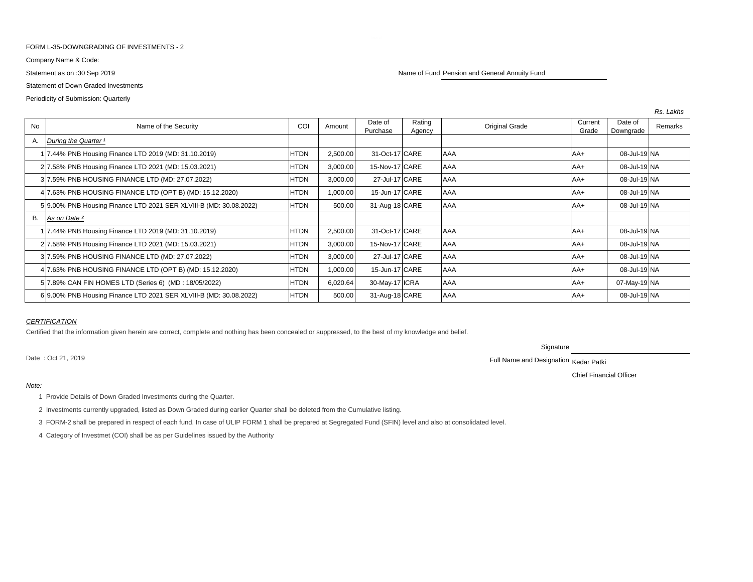FORM L-35-DOWNGRADING OF INVESTMENTS - 2

Company Name & Code:

Statement as on :30 Sep 2019

Name of Fund Pension and General Annuity Fund

Statement of Down Graded Investments

Periodicity of Submission: Quarterly

*Rs. Lakhs*

| No | Name of the Security | COI | Amount | Date of Purchase | Rating Agency | Original Grade | Current Grade | Date of Downgrade | Remarks |
|---|---|---|---|---|---|---|---|---|---|
| A. | *During the Quarter ¹* | | | | | | | | |
| 1 | 7.44% PNB Housing Finance LTD 2019 (MD: 31.10.2019) | HTDN | 2,500.00 | 31-Oct-17 | CARE | AAA | AA+ | 08-Jul-19 | NA |
| 2 | 7.58% PNB Housing Finance LTD 2021 (MD: 15.03.2021) | HTDN | 3,000.00 | 15-Nov-17 | CARE | AAA | AA+ | 08-Jul-19 | NA |
| 3 | 7.59% PNB HOUSING FINANCE LTD (MD: 27.07.2022) | HTDN | 3,000.00 | 27-Jul-17 | CARE | AAA | AA+ | 08-Jul-19 | NA |
| 4 | 7.63% PNB HOUSING FINANCE LTD (OPT B) (MD: 15.12.2020) | HTDN | 1,000.00 | 15-Jun-17 | CARE | AAA | AA+ | 08-Jul-19 | NA |
| 5 | 9.00% PNB Housing Finance LTD 2021 SER XLVIII-B (MD: 30.08.2022) | HTDN | 500.00 | 31-Aug-18 | CARE | AAA | AA+ | 08-Jul-19 | NA |
| B. | *As on Date ²* | | | | | | | | |
| 1 | 7.44% PNB Housing Finance LTD 2019 (MD: 31.10.2019) | HTDN | 2,500.00 | 31-Oct-17 | CARE | AAA | AA+ | 08-Jul-19 | NA |
| 2 | 7.58% PNB Housing Finance LTD 2021 (MD: 15.03.2021) | HTDN | 3,000.00 | 15-Nov-17 | CARE | AAA | AA+ | 08-Jul-19 | NA |
| 3 | 7.59% PNB HOUSING FINANCE LTD (MD: 27.07.2022) | HTDN | 3,000.00 | 27-Jul-17 | CARE | AAA | AA+ | 08-Jul-19 | NA |
| 4 | 7.63% PNB HOUSING FINANCE LTD (OPT B) (MD: 15.12.2020) | HTDN | 1,000.00 | 15-Jun-17 | CARE | AAA | AA+ | 08-Jul-19 | NA |
| 5 | 7.89% CAN FIN HOMES LTD (Series 6) (MD : 18/05/2022) | HTDN | 6,020.64 | 30-May-17 | ICRA | AAA | AA+ | 07-May-19 | NA |
| 6 | 9.00% PNB Housing Finance LTD 2021 SER XLVIII-B (MD: 30.08.2022) | HTDN | 500.00 | 31-Aug-18 | CARE | AAA | AA+ | 08-Jul-19 | NA |

*CERTIFICATION*

Certified that the information given herein are correct, complete and nothing has been concealed or suppressed, to the best of my knowledge and belief.

Signature

Date : Oct 21, 2019

Full Name and Designation Kedar Patki

Chief Financial Officer

*Note:*

1 Provide Details of Down Graded Investments during the Quarter.

2 Investments currently upgraded, listed as Down Graded during earlier Quarter shall be deleted from the Cumulative listing.

3 FORM-2 shall be prepared in respect of each fund. In case of ULIP FORM 1 shall be prepared at Segregated Fund (SFIN) level and also at consolidated level.

4 Category of Investmet (COI) shall be as per Guidelines issued by the Authority